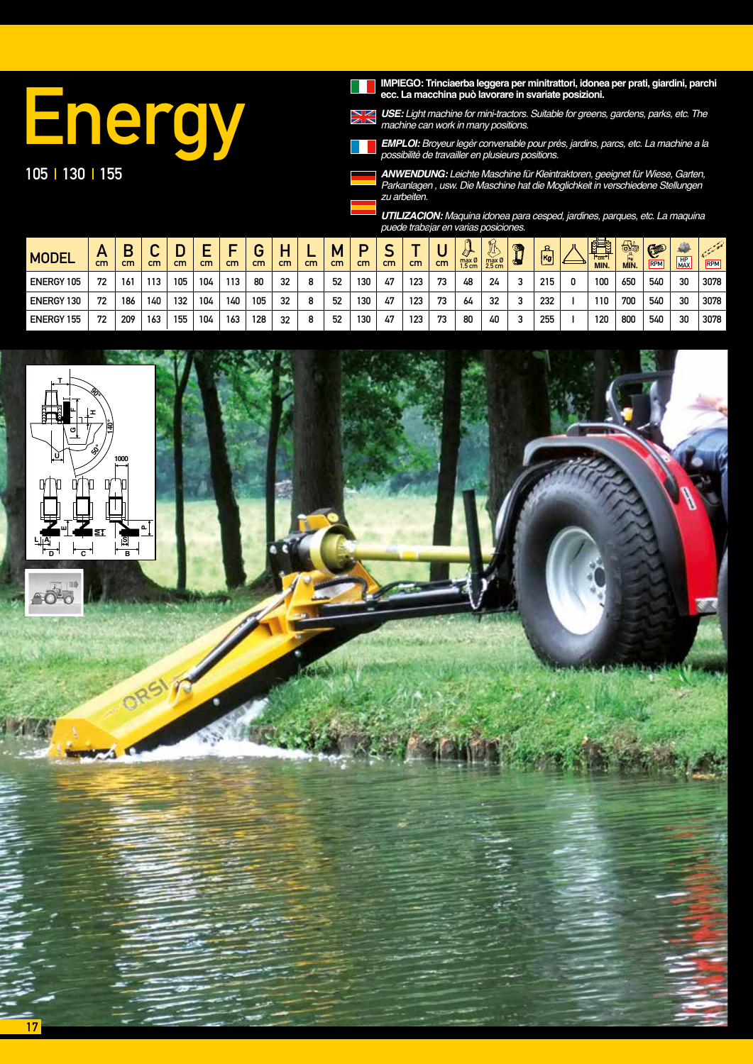# Energy

105 | 130 | 155

**IMPIEGO: Trinciaerba leggera per minitrattori, idonea per prati, giardini, parchi ecc. La macchina può lavorare in svariate posizioni.**

***USE:*** *Light machine for mini-tractors. Suitable for greens, gardens, parks, etc. The machine can work in many positions.*

***EMPLOI:*** *Broyeur legèr convenable pour prés, jardins, parcs, etc. La machine a la possibilitè de travailler en plusieurs positions.*

***ANWENDUNG:*** *Leichte Maschine für Kleintraktoren, geeignet für Wiese, Garten, Parkanlagen , usw. Die Maschine hat die Moglichkeit in verschiedene Stellungen zu arbeiten.*

***UTILIZACION:*** *Maquina idonea para cesped, jardines, parques, etc. La maquina puede trabajar en varias posiciones.*

| MODEL | A cm | B cm | C cm | D cm | E cm | F cm | G cm | H cm | L cm | M cm | P cm | S cm | T cm | U cm | max Ø 1,5 cm | max Ø 2,5 cm | | Kg | | cm MIN. | Kg MIN. | RPM | HP MAX | RPM |
|---|---|---|---|---|---|---|---|---|---|---|---|---|---|---|---|---|---|---|---|---|---|---|---|---|
| ENERGY 105 | 72 | 161 | 113 | 105 | 104 | 113 | 80 | 32 | 8 | 52 | 130 | 47 | 123 | 73 | 48 | 24 | 3 | 215 | 0 | 100 | 650 | 540 | 30 | 3078 |
| ENERGY 130 | 72 | 186 | 140 | 132 | 104 | 140 | 105 | 32 | 8 | 52 | 130 | 47 | 123 | 73 | 64 | 32 | 3 | 232 | I | 110 | 700 | 540 | 30 | 3078 |
| ENERGY 155 | 72 | 209 | 163 | 155 | 104 | 163 | 128 | 32 | 8 | 52 | 130 | 47 | 123 | 73 | 80 | 40 | 3 | 255 | I | 120 | 800 | 540 | 30 | 3078 |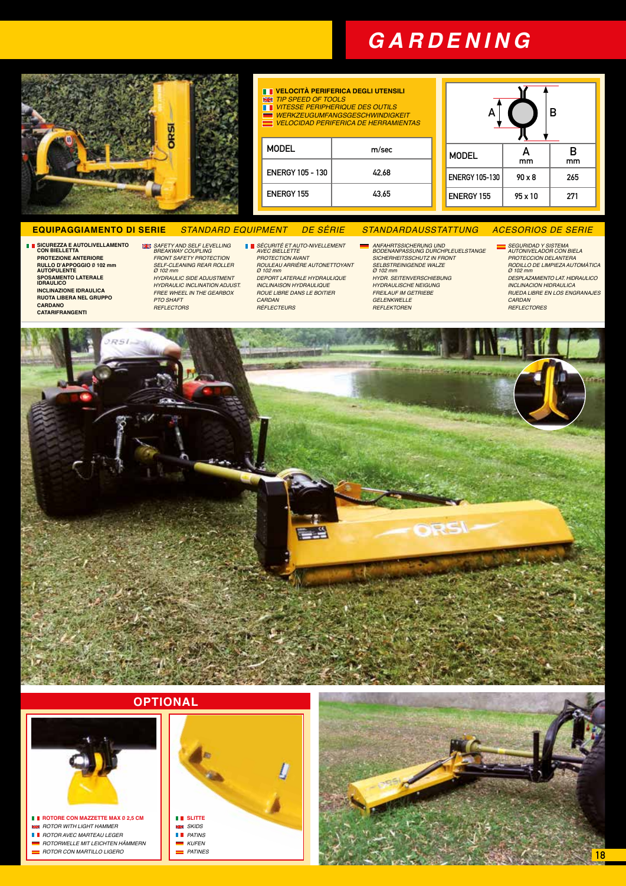# GARDENING

**VELOCITÀ PERIFERICA DEGLI UTENSILI**
*TIP SPEED OF TOOLS*
*VITESSE PERIPHERIQUE DES OUTILS*
*WERKZEUGUMFANGSGESCHWINDIGKEIT*
*VELOCIDAD PERIFERICA DE HERRAMIENTAS*

| MODEL | m/sec |
|---|---|
| ENERGY 105 - 130 | 42,68 |
| ENERGY 155 | 43,65 |

A B

| MODEL | A mm | B mm |
|---|---|---|
| ENERGY 105-130 | 90 x 8 | 265 |
| ENERGY 155 | 95 x 10 | 271 |

## EQUIPAGGIAMENTO DI SERIE *STANDARD EQUIPMENT* *DE SÉRIE* *STANDARDAUSSTATTUNG* *ACESORIOS DE SERIE*

**SICUREZZA E AUTOLIVELLAMENTO CON BIELLETTA**
**PROTEZIONE ANTERIORE**
**RULLO D'APPOGGIO Ø 102 mm AUTOPULENTE**
**SPOSAMENTO LATERALE IDRAULICO**
**INCLINAZIONE IDRAULICA**
**RUOTA LIBERA NEL GRUPPO**
**CARDANO**
**CATARIFRANGENTI**

*SAFETY AND SELF LEVELLING BREAKWAY COUPLING*
*FRONT SAFETY PROTECTION*
*SELF-CLEANING REAR ROLLER Ø 102 mm*
*HYDRAULIC SIDE ADJUSTMENT*
*HYDRAULIC INCLINATION ADJUST.*
*FREE WHEEL IN THE GEARBOX*
*PTO SHAFT*
*REFLECTORS*

*SÉCURITÉ ET AUTO-NIVELLEMENT AVEC BIELLETTE*
*PROTECTION AVANT*
*ROULEAU ARRIÈRE AUTONETTOYANT Ø 102 mm*
*DEPORT LATERALE HYDRAULIQUE*
*INCLINAISON HYDRAULIQUE*
*ROUE LIBRE DANS LE BOITIER*
*CARDAN*
*RÉFLECTEURS*

*ANFAHRTSSICHERUNG UND BODENANPASSUNG DURCHPLEUELSTANGE*
*SICHERHEITSSCHUTZ IN FRONT*
*SELBSTREINIGENDE WALZE Ø 102 mm*
*HYDR. SEITENVERSCHIEBUNG*
*HYDRAULISCHE NEIGUNG*
*FREILAUF IM GETRIEBE*
*GELENKWELLE*
*REFLEKTOREN*

*SEGURIDAD Y SISTEMA AUTONIVELADOR CON BIELA*
*PROTECCION DELANTERA*
*RODILLO DE LIMPIEZA AUTOMÁTICA Ø 102 mm*
*DESPLAZAMIENTO LAT. HIDRAULICO*
*INCLINACION HIDRAULICA*
*RUEDA LIBRE EN LOS ENGRANAJES*
*CARDAN*
*REFLECTORES*

## OPTIONAL

**ROTORE CON MAZZETTE MAX Ø 2,5 CM**
*ROTOR WITH LIGHT HAMMER*
*ROTOR AVEC MARTEAU LEGER*
*ROTORWELLE MIT LEICHTEN HÄMMERN*
*ROTOR CON MARTILLO LIGERO*

**SLITTE**
*SKIDS*
*PATINS*
*KUFEN*
*PATINES*